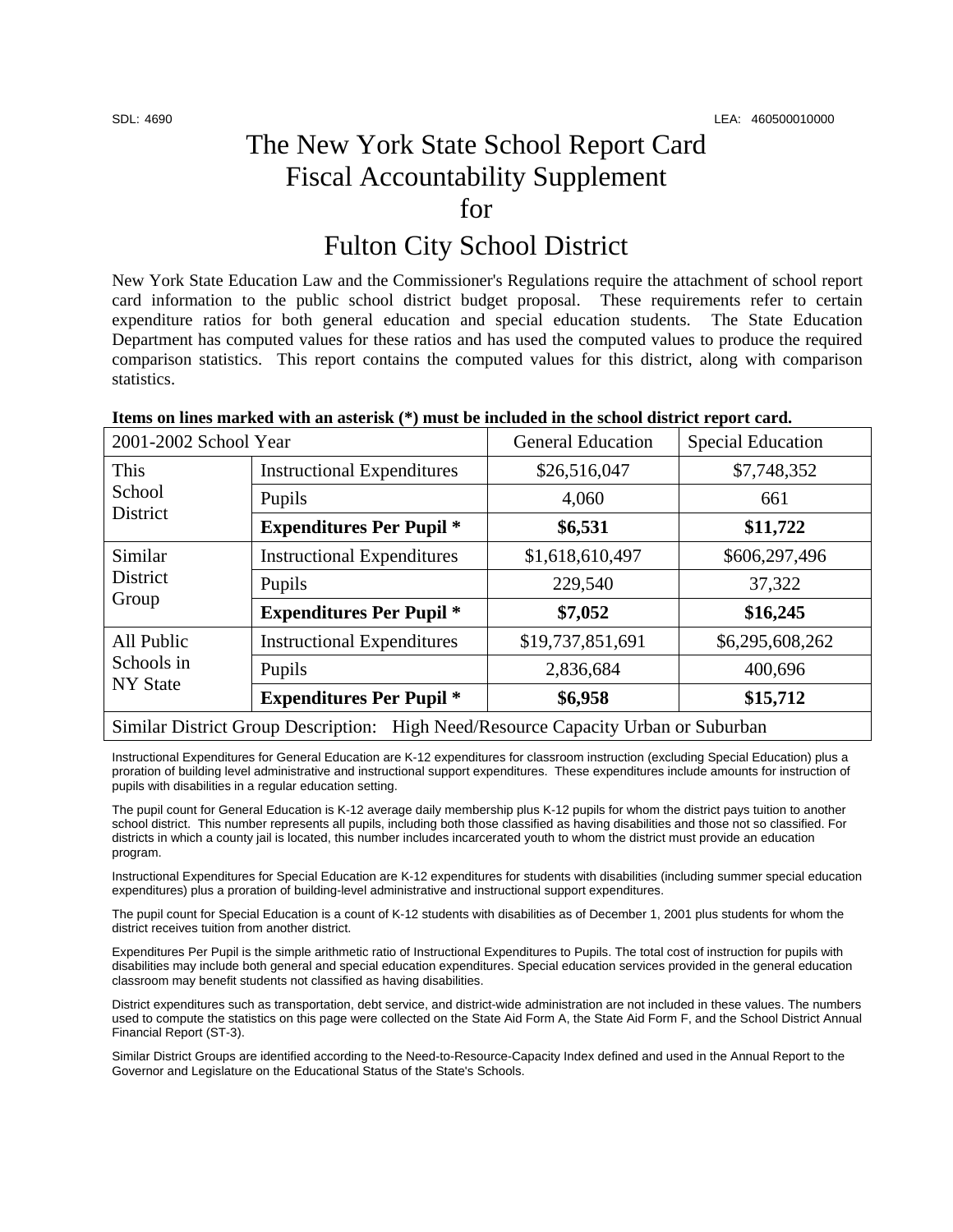SDL: 4690 LEA: 460500010000

# The New York State School Report Card Fiscal Accountability Supplement for

# Fulton City School District

New York State Education Law and the Commissioner's Regulations require the attachment of school report card information to the public school district budget proposal. These requirements refer to certain expenditure ratios for both general education and special education students. The State Education Department has computed values for these ratios and has used the computed values to produce the required comparison statistics. This report contains the computed values for this district, along with comparison statistics.

**Items on lines marked with an asterisk (*) must be included in the school district report card.**

| 2001-2002 School Year | | General Education | Special Education |
|---|---|---|---|
| This School District | Instructional Expenditures | $26,516,047 | $7,748,352 |
| | Pupils | 4,060 | 661 |
| | **Expenditures Per Pupil *** | **$6,531** | **$11,722** |
| Similar District Group | Instructional Expenditures | $1,618,610,497 | $606,297,496 |
| | Pupils | 229,540 | 37,322 |
| | **Expenditures Per Pupil *** | **$7,052** | **$16,245** |
| All Public Schools in NY State | Instructional Expenditures | $19,737,851,691 | $6,295,608,262 |
| | Pupils | 2,836,684 | 400,696 |
| | **Expenditures Per Pupil *** | **$6,958** | **$15,712** |
| Similar District Group Description: High Need/Resource Capacity Urban or Suburban | | | |

Instructional Expenditures for General Education are K-12 expenditures for classroom instruction (excluding Special Education) plus a proration of building level administrative and instructional support expenditures. These expenditures include amounts for instruction of pupils with disabilities in a regular education setting.

The pupil count for General Education is K-12 average daily membership plus K-12 pupils for whom the district pays tuition to another school district. This number represents all pupils, including both those classified as having disabilities and those not so classified. For districts in which a county jail is located, this number includes incarcerated youth to whom the district must provide an education program.

Instructional Expenditures for Special Education are K-12 expenditures for students with disabilities (including summer special education expenditures) plus a proration of building-level administrative and instructional support expenditures.

The pupil count for Special Education is a count of K-12 students with disabilities as of December 1, 2001 plus students for whom the district receives tuition from another district.

Expenditures Per Pupil is the simple arithmetic ratio of Instructional Expenditures to Pupils. The total cost of instruction for pupils with disabilities may include both general and special education expenditures. Special education services provided in the general education classroom may benefit students not classified as having disabilities.

District expenditures such as transportation, debt service, and district-wide administration are not included in these values. The numbers used to compute the statistics on this page were collected on the State Aid Form A, the State Aid Form F, and the School District Annual Financial Report (ST-3).

Similar District Groups are identified according to the Need-to-Resource-Capacity Index defined and used in the Annual Report to the Governor and Legislature on the Educational Status of the State's Schools.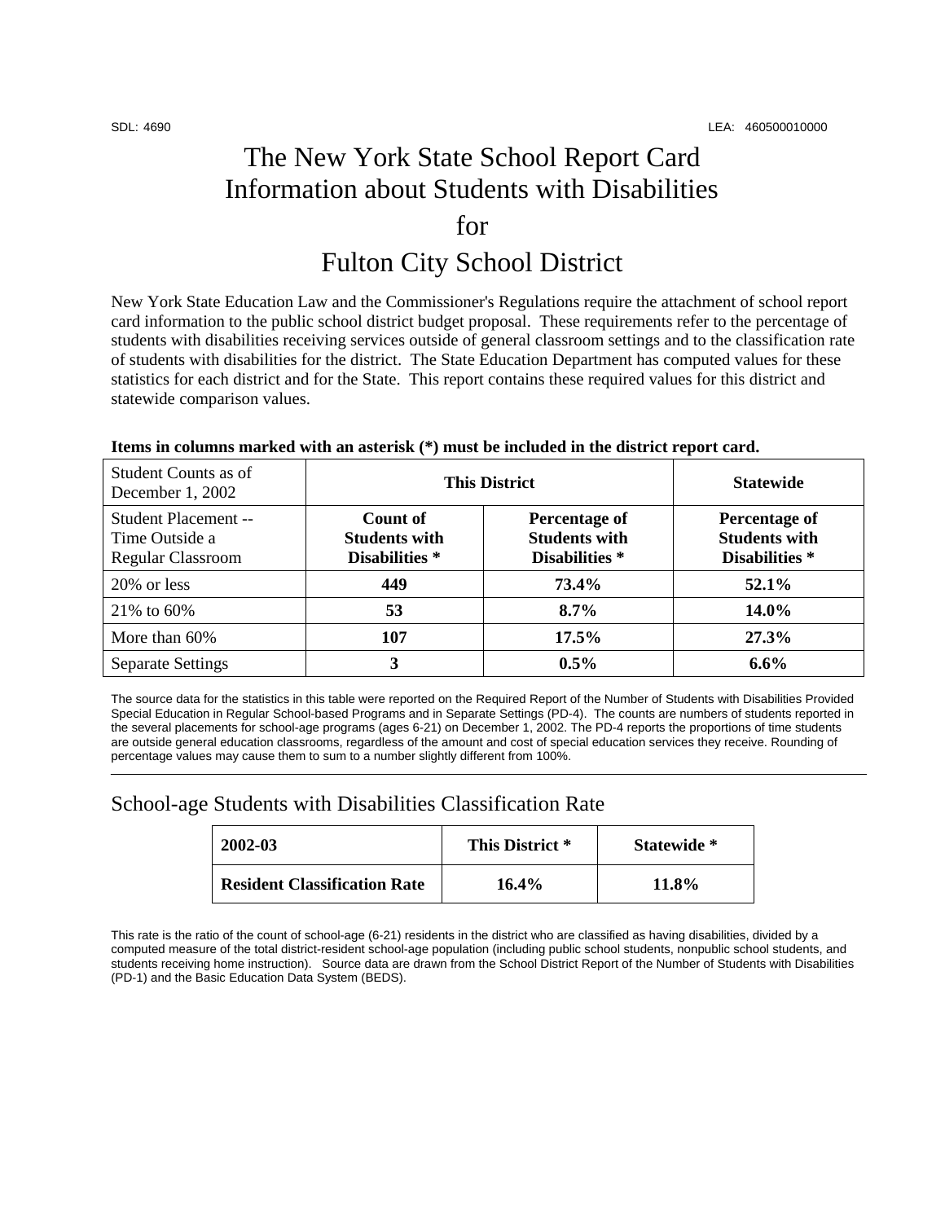SDL: 4690 LEA: 460500010000

# The New York State School Report Card Information about Students with Disabilities for Fulton City School District

New York State Education Law and the Commissioner's Regulations require the attachment of school report card information to the public school district budget proposal. These requirements refer to the percentage of students with disabilities receiving services outside of general classroom settings and to the classification rate of students with disabilities for the district. The State Education Department has computed values for these statistics for each district and for the State. This report contains these required values for this district and statewide comparison values.

**Items in columns marked with an asterisk (*) must be included in the district report card.**

| Student Counts as of December 1, 2002 | **This District** | | **Statewide** |
|---|---|---|---|
| Student Placement -- Time Outside a Regular Classroom | **Count of Students with Disabilities *** | **Percentage of Students with Disabilities *** | **Percentage of Students with Disabilities *** |
| 20% or less | **449** | **73.4%** | **52.1%** |
| 21% to 60% | **53** | **8.7%** | **14.0%** |
| More than 60% | **107** | **17.5%** | **27.3%** |
| Separate Settings | **3** | **0.5%** | **6.6%** |

The source data for the statistics in this table were reported on the Required Report of the Number of Students with Disabilities Provided Special Education in Regular School-based Programs and in Separate Settings (PD-4). The counts are numbers of students reported in the several placements for school-age programs (ages 6-21) on December 1, 2002. The PD-4 reports the proportions of time students are outside general education classrooms, regardless of the amount and cost of special education services they receive. Rounding of percentage values may cause them to sum to a number slightly different from 100%.

## School-age Students with Disabilities Classification Rate

| **2002-03** | **This District *** | **Statewide *** |
|---|---|---|
| **Resident Classification Rate** | **16.4%** | **11.8%** |

This rate is the ratio of the count of school-age (6-21) residents in the district who are classified as having disabilities, divided by a computed measure of the total district-resident school-age population (including public school students, nonpublic school students, and students receiving home instruction). Source data are drawn from the School District Report of the Number of Students with Disabilities (PD-1) and the Basic Education Data System (BEDS).